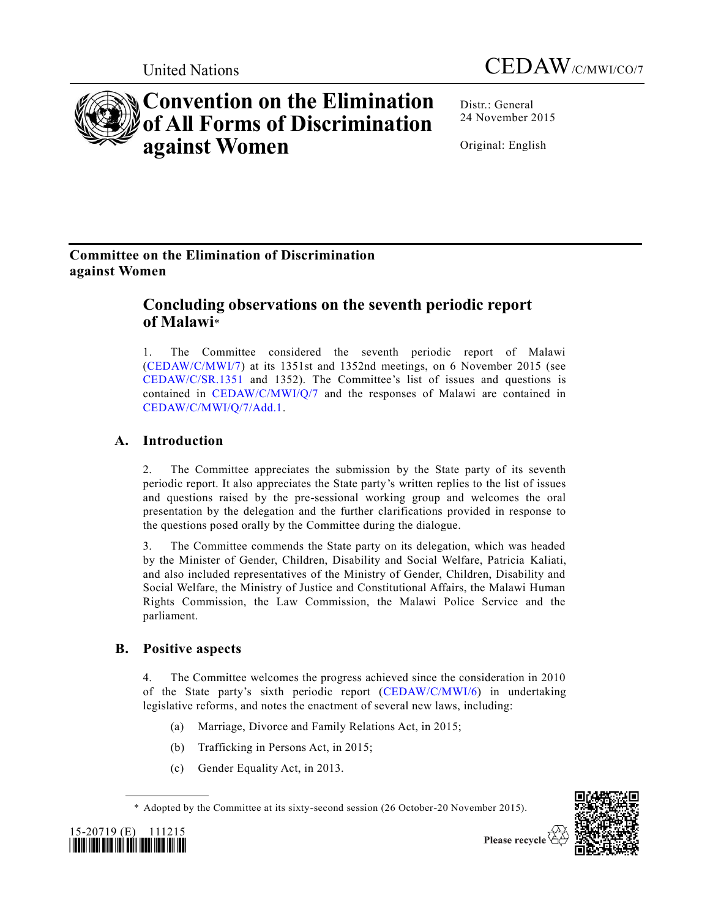United Nations

CEDAW/C/MWI/CO/7

# Convention on the Elimination of All Forms of Discrimination against Women

Distr.: General
24 November 2015

Original: English

## Committee on the Elimination of Discrimination against Women

## Concluding observations on the seventh periodic report of Malawi*

1. The Committee considered the seventh periodic report of Malawi (CEDAW/C/MWI/7) at its 1351st and 1352nd meetings, on 6 November 2015 (see CEDAW/C/SR.1351 and 1352). The Committee's list of issues and questions is contained in CEDAW/C/MWI/Q/7 and the responses of Malawi are contained in CEDAW/C/MWI/Q/7/Add.1.

### A. Introduction

2. The Committee appreciates the submission by the State party of its seventh periodic report. It also appreciates the State party's written replies to the list of issues and questions raised by the pre-sessional working group and welcomes the oral presentation by the delegation and the further clarifications provided in response to the questions posed orally by the Committee during the dialogue.

3. The Committee commends the State party on its delegation, which was headed by the Minister of Gender, Children, Disability and Social Welfare, Patricia Kaliati, and also included representatives of the Ministry of Gender, Children, Disability and Social Welfare, the Ministry of Justice and Constitutional Affairs, the Malawi Human Rights Commission, the Law Commission, the Malawi Police Service and the parliament.

### B. Positive aspects

4. The Committee welcomes the progress achieved since the consideration in 2010 of the State party's sixth periodic report (CEDAW/C/MWI/6) in undertaking legislative reforms, and notes the enactment of several new laws, including:

(a) Marriage, Divorce and Family Relations Act, in 2015;

(b) Trafficking in Persons Act, in 2015;

(c) Gender Equality Act, in 2013.

\* Adopted by the Committee at its sixty-second session (26 October-20 November 2015).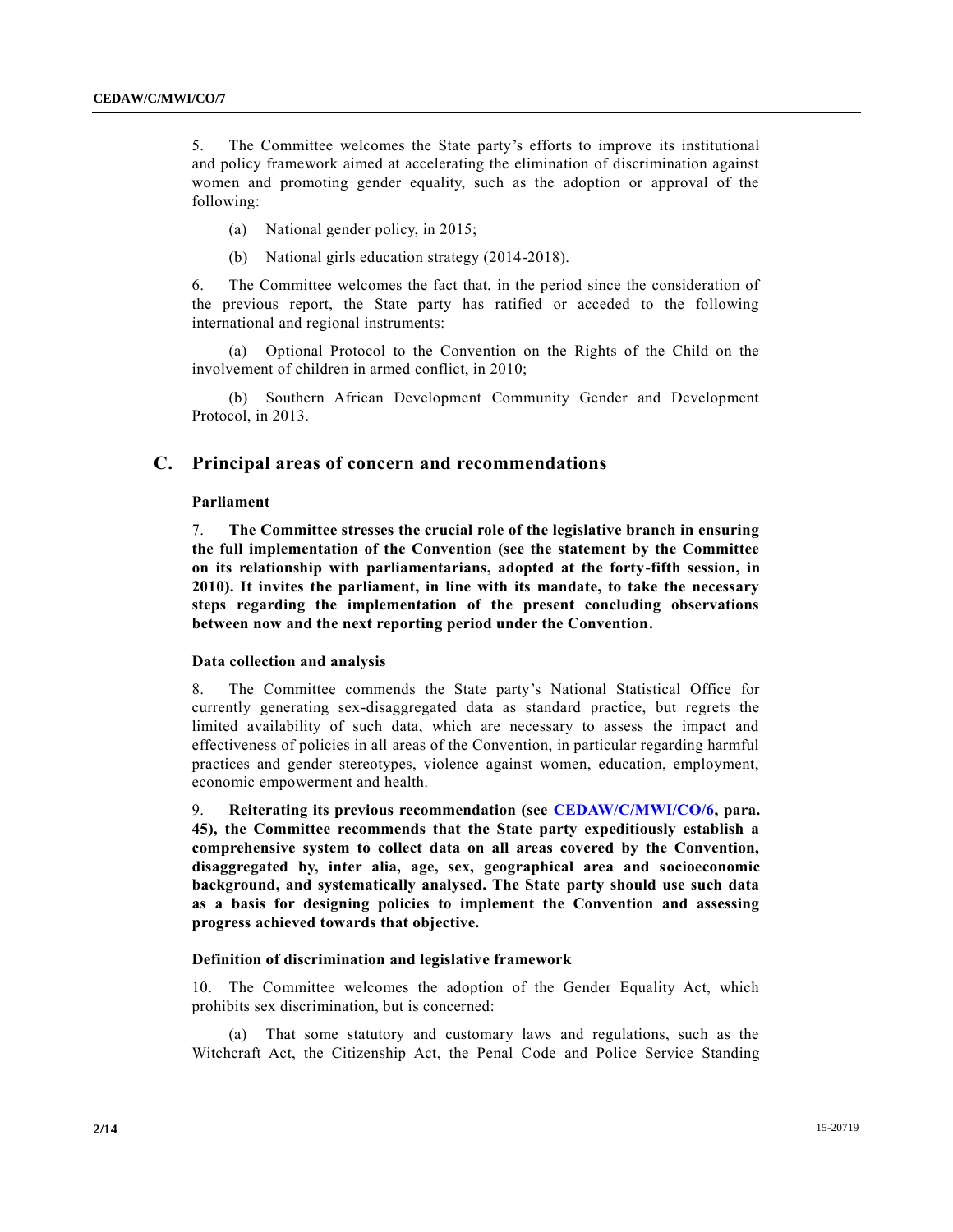5. The Committee welcomes the State party's efforts to improve its institutional and policy framework aimed at accelerating the elimination of discrimination against women and promoting gender equality, such as the adoption or approval of the following:

(a) National gender policy, in 2015;

(b) National girls education strategy (2014-2018).

6. The Committee welcomes the fact that, in the period since the consideration of the previous report, the State party has ratified or acceded to the following international and regional instruments:

(a) Optional Protocol to the Convention on the Rights of the Child on the involvement of children in armed conflict, in 2010;

(b) Southern African Development Community Gender and Development Protocol, in 2013.

## C. Principal areas of concern and recommendations

### Parliament

7. **The Committee stresses the crucial role of the legislative branch in ensuring the full implementation of the Convention (see the statement by the Committee on its relationship with parliamentarians, adopted at the forty-fifth session, in 2010). It invites the parliament, in line with its mandate, to take the necessary steps regarding the implementation of the present concluding observations between now and the next reporting period under the Convention.**

### Data collection and analysis

8. The Committee commends the State party's National Statistical Office for currently generating sex-disaggregated data as standard practice, but regrets the limited availability of such data, which are necessary to assess the impact and effectiveness of policies in all areas of the Convention, in particular regarding harmful practices and gender stereotypes, violence against women, education, employment, economic empowerment and health.

9. **Reiterating its previous recommendation (see CEDAW/C/MWI/CO/6, para. 45), the Committee recommends that the State party expeditiously establish a comprehensive system to collect data on all areas covered by the Convention, disaggregated by, inter alia, age, sex, geographical area and socioeconomic background, and systematically analysed. The State party should use such data as a basis for designing policies to implement the Convention and assessing progress achieved towards that objective.**

### Definition of discrimination and legislative framework

10. The Committee welcomes the adoption of the Gender Equality Act, which prohibits sex discrimination, but is concerned:

(a) That some statutory and customary laws and regulations, such as the Witchcraft Act, the Citizenship Act, the Penal Code and Police Service Standing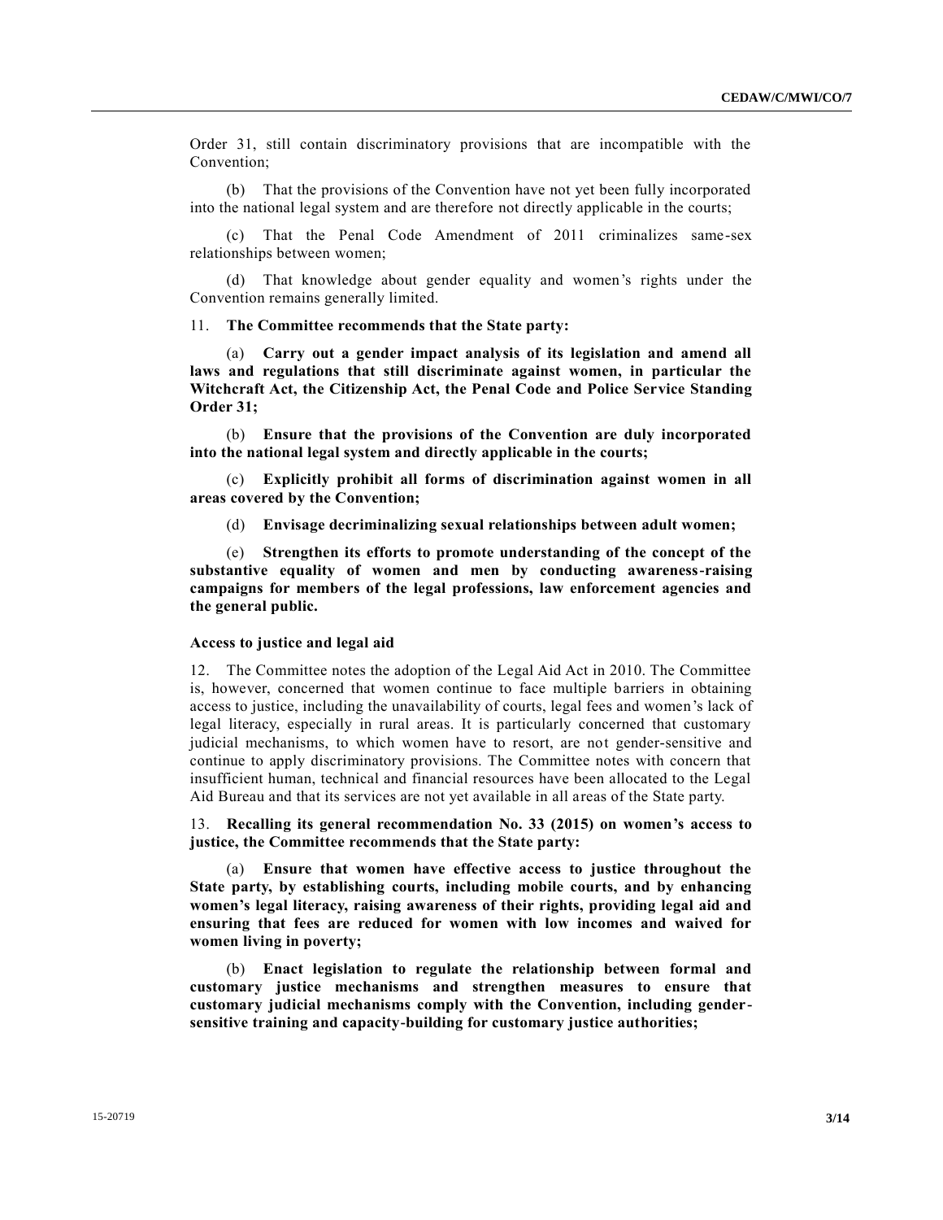Order 31, still contain discriminatory provisions that are incompatible with the Convention;

(b) That the provisions of the Convention have not yet been fully incorporated into the national legal system and are therefore not directly applicable in the courts;

(c) That the Penal Code Amendment of 2011 criminalizes same-sex relationships between women;

(d) That knowledge about gender equality and women's rights under the Convention remains generally limited.

11. **The Committee recommends that the State party:**

(a) **Carry out a gender impact analysis of its legislation and amend all laws and regulations that still discriminate against women, in particular the Witchcraft Act, the Citizenship Act, the Penal Code and Police Service Standing Order 31;**

(b) **Ensure that the provisions of the Convention are duly incorporated into the national legal system and directly applicable in the courts;**

(c) **Explicitly prohibit all forms of discrimination against women in all areas covered by the Convention;**

(d) **Envisage decriminalizing sexual relationships between adult women;**

(e) **Strengthen its efforts to promote understanding of the concept of the substantive equality of women and men by conducting awareness-raising campaigns for members of the legal professions, law enforcement agencies and the general public.**

### Access to justice and legal aid

12. The Committee notes the adoption of the Legal Aid Act in 2010. The Committee is, however, concerned that women continue to face multiple barriers in obtaining access to justice, including the unavailability of courts, legal fees and women's lack of legal literacy, especially in rural areas. It is particularly concerned that customary judicial mechanisms, to which women have to resort, are not gender-sensitive and continue to apply discriminatory provisions. The Committee notes with concern that insufficient human, technical and financial resources have been allocated to the Legal Aid Bureau and that its services are not yet available in all areas of the State party.

13. **Recalling its general recommendation No. 33 (2015) on women's access to justice, the Committee recommends that the State party:**

(a) **Ensure that women have effective access to justice throughout the State party, by establishing courts, including mobile courts, and by enhancing women's legal literacy, raising awareness of their rights, providing legal aid and ensuring that fees are reduced for women with low incomes and waived for women living in poverty;**

(b) **Enact legislation to regulate the relationship between formal and customary justice mechanisms and strengthen measures to ensure that customary judicial mechanisms comply with the Convention, including gender-sensitive training and capacity-building for customary justice authorities;**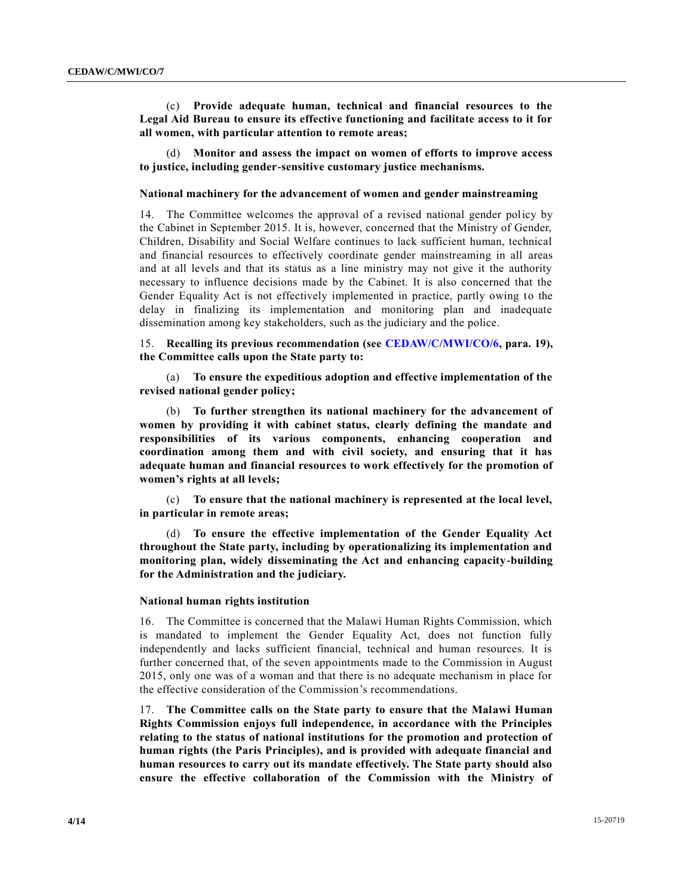(c) **Provide adequate human, technical and financial resources to the Legal Aid Bureau to ensure its effective functioning and facilitate access to it for all women, with particular attention to remote areas;**

(d) **Monitor and assess the impact on women of efforts to improve access to justice, including gender-sensitive customary justice mechanisms.**

### National machinery for the advancement of women and gender mainstreaming

14. The Committee welcomes the approval of a revised national gender policy by the Cabinet in September 2015. It is, however, concerned that the Ministry of Gender, Children, Disability and Social Welfare continues to lack sufficient human, technical and financial resources to effectively coordinate gender mainstreaming in all areas and at all levels and that its status as a line ministry may not give it the authority necessary to influence decisions made by the Cabinet. It is also concerned that the Gender Equality Act is not effectively implemented in practice, partly owing to the delay in finalizing its implementation and monitoring plan and inadequate dissemination among key stakeholders, such as the judiciary and the police.

15. **Recalling its previous recommendation (see CEDAW/C/MWI/CO/6, para. 19), the Committee calls upon the State party to:**

(a) **To ensure the expeditious adoption and effective implementation of the revised national gender policy;**

(b) **To further strengthen its national machinery for the advancement of women by providing it with cabinet status, clearly defining the mandate and responsibilities of its various components, enhancing cooperation and coordination among them and with civil society, and ensuring that it has adequate human and financial resources to work effectively for the promotion of women's rights at all levels;**

(c) **To ensure that the national machinery is represented at the local level, in particular in remote areas;**

(d) **To ensure the effective implementation of the Gender Equality Act throughout the State party, including by operationalizing its implementation and monitoring plan, widely disseminating the Act and enhancing capacity-building for the Administration and the judiciary.**

### National human rights institution

16. The Committee is concerned that the Malawi Human Rights Commission, which is mandated to implement the Gender Equality Act, does not function fully independently and lacks sufficient financial, technical and human resources. It is further concerned that, of the seven appointments made to the Commission in August 2015, only one was of a woman and that there is no adequate mechanism in place for the effective consideration of the Commission's recommendations.

17. **The Committee calls on the State party to ensure that the Malawi Human Rights Commission enjoys full independence, in accordance with the Principles relating to the status of national institutions for the promotion and protection of human rights (the Paris Principles), and is provided with adequate financial and human resources to carry out its mandate effectively. The State party should also ensure the effective collaboration of the Commission with the Ministry of**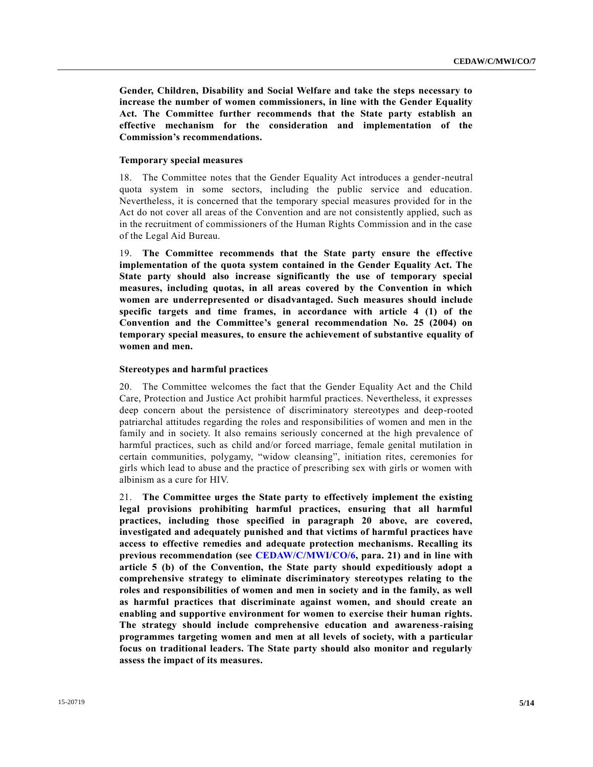**Gender, Children, Disability and Social Welfare and take the steps necessary to increase the number of women commissioners, in line with the Gender Equality Act. The Committee further recommends that the State party establish an effective mechanism for the consideration and implementation of the Commission's recommendations.**

### Temporary special measures

18. The Committee notes that the Gender Equality Act introduces a gender-neutral quota system in some sectors, including the public service and education. Nevertheless, it is concerned that the temporary special measures provided for in the Act do not cover all areas of the Convention and are not consistently applied, such as in the recruitment of commissioners of the Human Rights Commission and in the case of the Legal Aid Bureau.

19. **The Committee recommends that the State party ensure the effective implementation of the quota system contained in the Gender Equality Act. The State party should also increase significantly the use of temporary special measures, including quotas, in all areas covered by the Convention in which women are underrepresented or disadvantaged. Such measures should include specific targets and time frames, in accordance with article 4 (1) of the Convention and the Committee's general recommendation No. 25 (2004) on temporary special measures, to ensure the achievement of substantive equality of women and men.**

### Stereotypes and harmful practices

20. The Committee welcomes the fact that the Gender Equality Act and the Child Care, Protection and Justice Act prohibit harmful practices. Nevertheless, it expresses deep concern about the persistence of discriminatory stereotypes and deep-rooted patriarchal attitudes regarding the roles and responsibilities of women and men in the family and in society. It also remains seriously concerned at the high prevalence of harmful practices, such as child and/or forced marriage, female genital mutilation in certain communities, polygamy, "widow cleansing", initiation rites, ceremonies for girls which lead to abuse and the practice of prescribing sex with girls or women with albinism as a cure for HIV.

21. **The Committee urges the State party to effectively implement the existing legal provisions prohibiting harmful practices, ensuring that all harmful practices, including those specified in paragraph 20 above, are covered, investigated and adequately punished and that victims of harmful practices have access to effective remedies and adequate protection mechanisms. Recalling its previous recommendation (see CEDAW/C/MWI/CO/6, para. 21) and in line with article 5 (b) of the Convention, the State party should expeditiously adopt a comprehensive strategy to eliminate discriminatory stereotypes relating to the roles and responsibilities of women and men in society and in the family, as well as harmful practices that discriminate against women, and should create an enabling and supportive environment for women to exercise their human rights. The strategy should include comprehensive education and awareness-raising programmes targeting women and men at all levels of society, with a particular focus on traditional leaders. The State party should also monitor and regularly assess the impact of its measures.**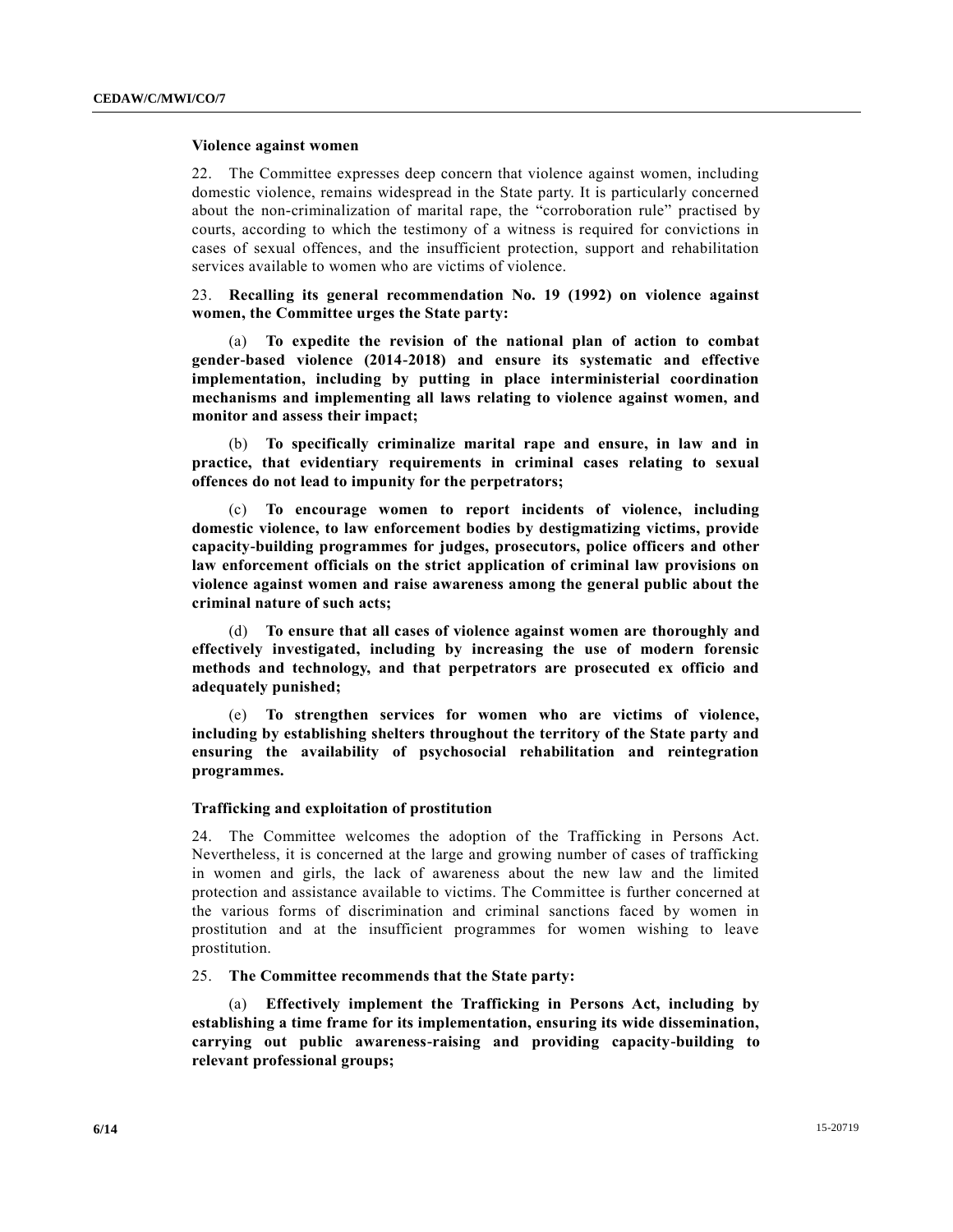### Violence against women

22. The Committee expresses deep concern that violence against women, including domestic violence, remains widespread in the State party. It is particularly concerned about the non-criminalization of marital rape, the "corroboration rule" practised by courts, according to which the testimony of a witness is required for convictions in cases of sexual offences, and the insufficient protection, support and rehabilitation services available to women who are victims of violence.

23. **Recalling its general recommendation No. 19 (1992) on violence against women, the Committee urges the State party:**

(a) **To expedite the revision of the national plan of action to combat gender-based violence (2014-2018) and ensure its systematic and effective implementation, including by putting in place interministerial coordination mechanisms and implementing all laws relating to violence against women, and monitor and assess their impact;**

(b) **To specifically criminalize marital rape and ensure, in law and in practice, that evidentiary requirements in criminal cases relating to sexual offences do not lead to impunity for the perpetrators;**

(c) **To encourage women to report incidents of violence, including domestic violence, to law enforcement bodies by destigmatizing victims, provide capacity-building programmes for judges, prosecutors, police officers and other law enforcement officials on the strict application of criminal law provisions on violence against women and raise awareness among the general public about the criminal nature of such acts;**

(d) **To ensure that all cases of violence against women are thoroughly and effectively investigated, including by increasing the use of modern forensic methods and technology, and that perpetrators are prosecuted ex officio and adequately punished;**

(e) **To strengthen services for women who are victims of violence, including by establishing shelters throughout the territory of the State party and ensuring the availability of psychosocial rehabilitation and reintegration programmes.**

### Trafficking and exploitation of prostitution

24. The Committee welcomes the adoption of the Trafficking in Persons Act. Nevertheless, it is concerned at the large and growing number of cases of trafficking in women and girls, the lack of awareness about the new law and the limited protection and assistance available to victims. The Committee is further concerned at the various forms of discrimination and criminal sanctions faced by women in prostitution and at the insufficient programmes for women wishing to leave prostitution.

25. **The Committee recommends that the State party:**

(a) **Effectively implement the Trafficking in Persons Act, including by establishing a time frame for its implementation, ensuring its wide dissemination, carrying out public awareness-raising and providing capacity-building to relevant professional groups;**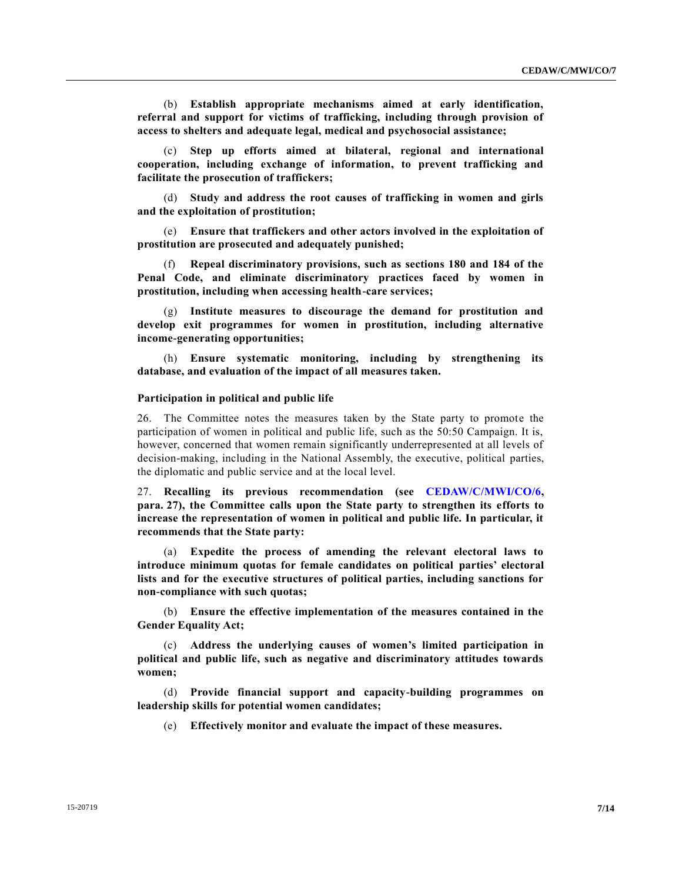(b) **Establish appropriate mechanisms aimed at early identification, referral and support for victims of trafficking, including through provision of access to shelters and adequate legal, medical and psychosocial assistance;**

(c) **Step up efforts aimed at bilateral, regional and international cooperation, including exchange of information, to prevent trafficking and facilitate the prosecution of traffickers;**

(d) **Study and address the root causes of trafficking in women and girls and the exploitation of prostitution;**

(e) **Ensure that traffickers and other actors involved in the exploitation of prostitution are prosecuted and adequately punished;**

(f) **Repeal discriminatory provisions, such as sections 180 and 184 of the Penal Code, and eliminate discriminatory practices faced by women in prostitution, including when accessing health-care services;**

(g) **Institute measures to discourage the demand for prostitution and develop exit programmes for women in prostitution, including alternative income-generating opportunities;**

(h) **Ensure systematic monitoring, including by strengthening its database, and evaluation of the impact of all measures taken.**

#### Participation in political and public life

26. The Committee notes the measures taken by the State party to promote the participation of women in political and public life, such as the 50:50 Campaign. It is, however, concerned that women remain significantly underrepresented at all levels of decision-making, including in the National Assembly, the executive, political parties, the diplomatic and public service and at the local level.

27. **Recalling its previous recommendation (see CEDAW/C/MWI/CO/6, para. 27), the Committee calls upon the State party to strengthen its efforts to increase the representation of women in political and public life. In particular, it recommends that the State party:**

(a) **Expedite the process of amending the relevant electoral laws to introduce minimum quotas for female candidates on political parties' electoral lists and for the executive structures of political parties, including sanctions for non-compliance with such quotas;**

(b) **Ensure the effective implementation of the measures contained in the Gender Equality Act;**

(c) **Address the underlying causes of women's limited participation in political and public life, such as negative and discriminatory attitudes towards women;**

(d) **Provide financial support and capacity-building programmes on leadership skills for potential women candidates;**

(e) **Effectively monitor and evaluate the impact of these measures.**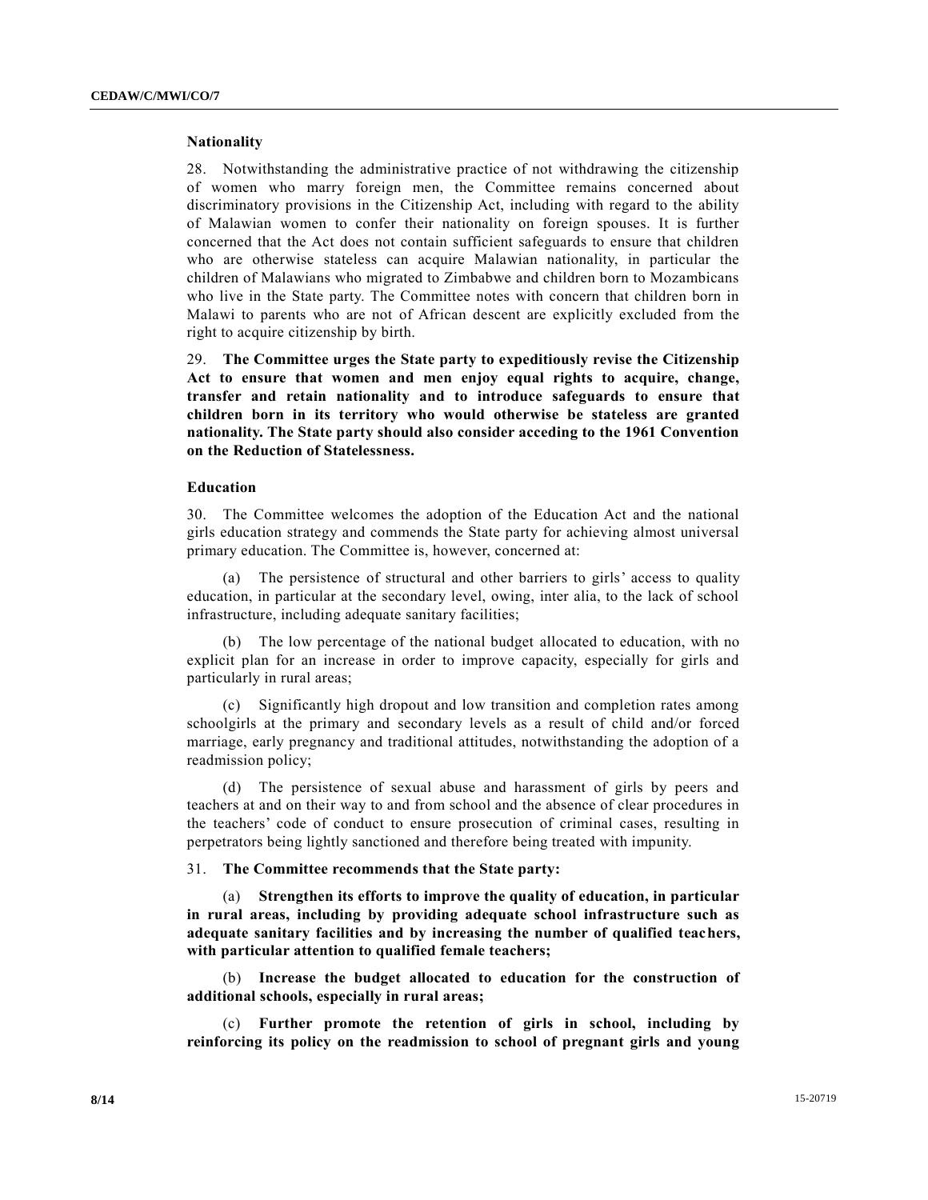### Nationality

28. Notwithstanding the administrative practice of not withdrawing the citizenship of women who marry foreign men, the Committee remains concerned about discriminatory provisions in the Citizenship Act, including with regard to the ability of Malawian women to confer their nationality on foreign spouses. It is further concerned that the Act does not contain sufficient safeguards to ensure that children who are otherwise stateless can acquire Malawian nationality, in particular the children of Malawians who migrated to Zimbabwe and children born to Mozambicans who live in the State party. The Committee notes with concern that children born in Malawi to parents who are not of African descent are explicitly excluded from the right to acquire citizenship by birth.

29. **The Committee urges the State party to expeditiously revise the Citizenship Act to ensure that women and men enjoy equal rights to acquire, change, transfer and retain nationality and to introduce safeguards to ensure that children born in its territory who would otherwise be stateless are granted nationality. The State party should also consider acceding to the 1961 Convention on the Reduction of Statelessness.**

### Education

30. The Committee welcomes the adoption of the Education Act and the national girls education strategy and commends the State party for achieving almost universal primary education. The Committee is, however, concerned at:

(a) The persistence of structural and other barriers to girls' access to quality education, in particular at the secondary level, owing, inter alia, to the lack of school infrastructure, including adequate sanitary facilities;

(b) The low percentage of the national budget allocated to education, with no explicit plan for an increase in order to improve capacity, especially for girls and particularly in rural areas;

(c) Significantly high dropout and low transition and completion rates among schoolgirls at the primary and secondary levels as a result of child and/or forced marriage, early pregnancy and traditional attitudes, notwithstanding the adoption of a readmission policy;

(d) The persistence of sexual abuse and harassment of girls by peers and teachers at and on their way to and from school and the absence of clear procedures in the teachers' code of conduct to ensure prosecution of criminal cases, resulting in perpetrators being lightly sanctioned and therefore being treated with impunity.

31. **The Committee recommends that the State party:**

(a) **Strengthen its efforts to improve the quality of education, in particular in rural areas, including by providing adequate school infrastructure such as adequate sanitary facilities and by increasing the number of qualified teachers, with particular attention to qualified female teachers;**

(b) **Increase the budget allocated to education for the construction of additional schools, especially in rural areas;**

(c) **Further promote the retention of girls in school, including by reinforcing its policy on the readmission to school of pregnant girls and young**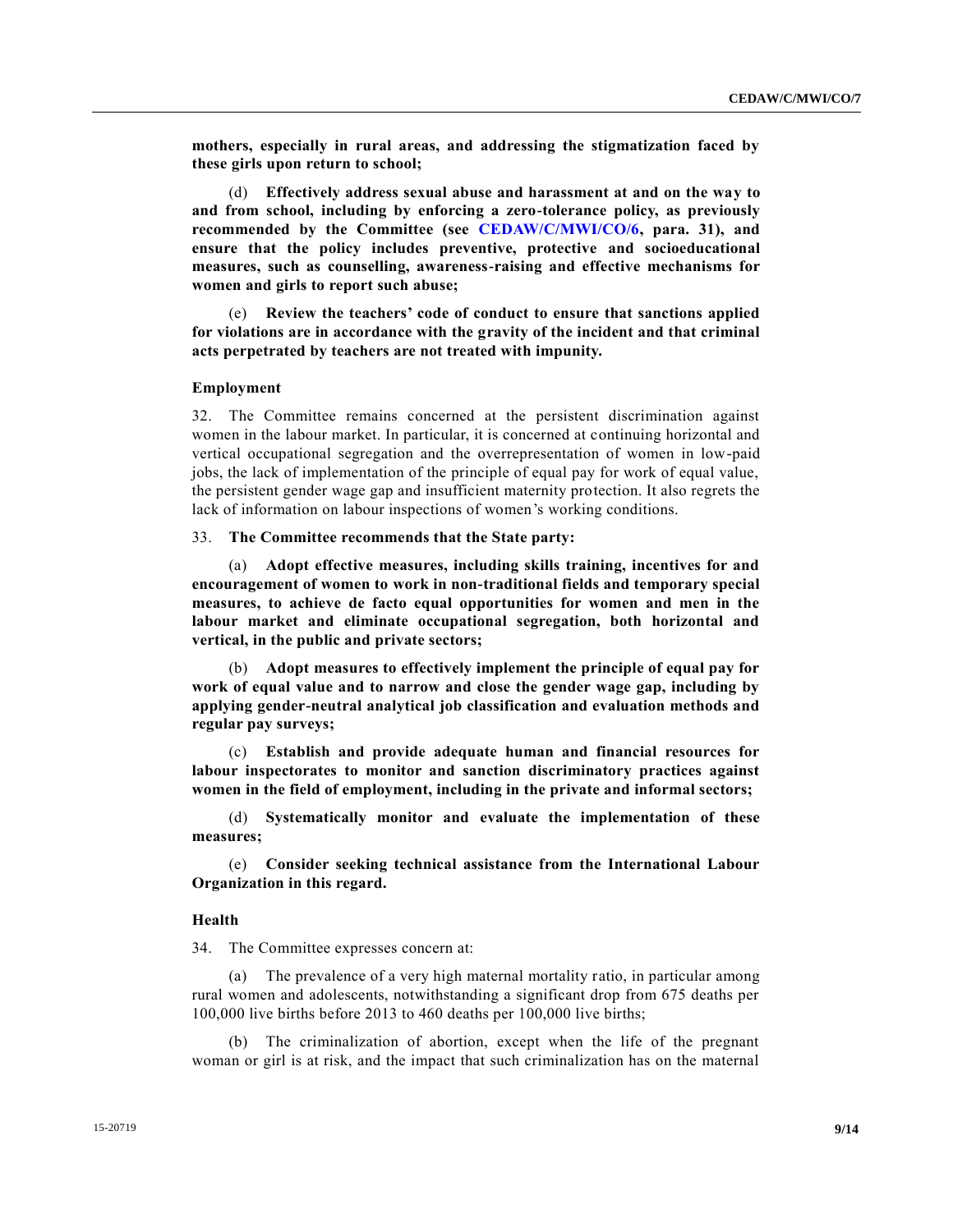**mothers, especially in rural areas, and addressing the stigmatization faced by these girls upon return to school;**

(d) **Effectively address sexual abuse and harassment at and on the way to and from school, including by enforcing a zero-tolerance policy, as previously recommended by the Committee (see CEDAW/C/MWI/CO/6, para. 31), and ensure that the policy includes preventive, protective and socioeducational measures, such as counselling, awareness-raising and effective mechanisms for women and girls to report such abuse;**

(e) **Review the teachers' code of conduct to ensure that sanctions applied for violations are in accordance with the gravity of the incident and that criminal acts perpetrated by teachers are not treated with impunity.**

### Employment

32. The Committee remains concerned at the persistent discrimination against women in the labour market. In particular, it is concerned at continuing horizontal and vertical occupational segregation and the overrepresentation of women in low-paid jobs, the lack of implementation of the principle of equal pay for work of equal value, the persistent gender wage gap and insufficient maternity protection. It also regrets the lack of information on labour inspections of women's working conditions.

33. **The Committee recommends that the State party:**

(a) **Adopt effective measures, including skills training, incentives for and encouragement of women to work in non-traditional fields and temporary special measures, to achieve de facto equal opportunities for women and men in the labour market and eliminate occupational segregation, both horizontal and vertical, in the public and private sectors;**

(b) **Adopt measures to effectively implement the principle of equal pay for work of equal value and to narrow and close the gender wage gap, including by applying gender-neutral analytical job classification and evaluation methods and regular pay surveys;**

(c) **Establish and provide adequate human and financial resources for labour inspectorates to monitor and sanction discriminatory practices against women in the field of employment, including in the private and informal sectors;**

(d) **Systematically monitor and evaluate the implementation of these measures;**

(e) **Consider seeking technical assistance from the International Labour Organization in this regard.**

### Health

34. The Committee expresses concern at:

(a) The prevalence of a very high maternal mortality ratio, in particular among rural women and adolescents, notwithstanding a significant drop from 675 deaths per 100,000 live births before 2013 to 460 deaths per 100,000 live births;

(b) The criminalization of abortion, except when the life of the pregnant woman or girl is at risk, and the impact that such criminalization has on the maternal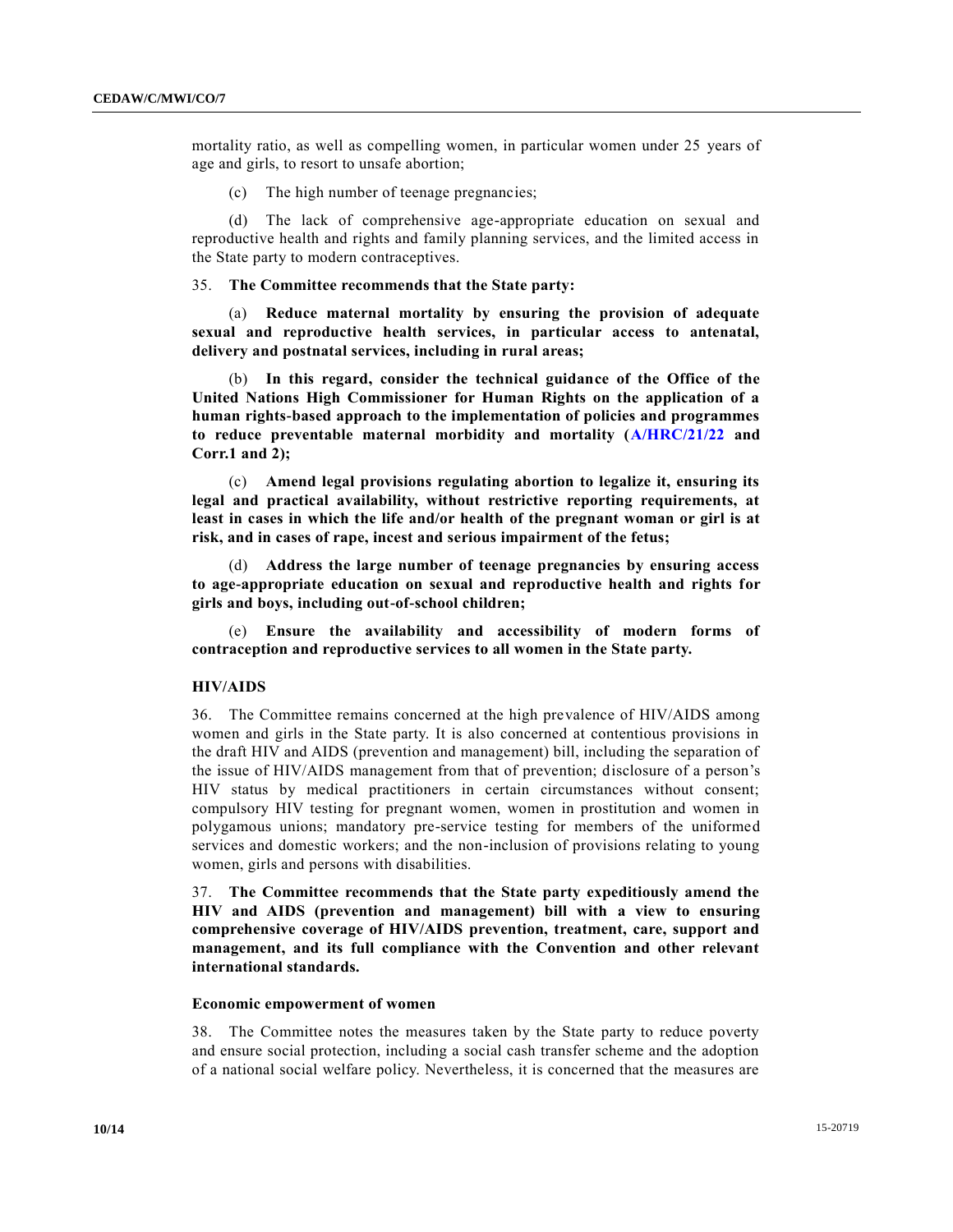mortality ratio, as well as compelling women, in particular women under 25 years of age and girls, to resort to unsafe abortion;

(c) The high number of teenage pregnancies;

(d) The lack of comprehensive age-appropriate education on sexual and reproductive health and rights and family planning services, and the limited access in the State party to modern contraceptives.

35. **The Committee recommends that the State party:**

(a) **Reduce maternal mortality by ensuring the provision of adequate sexual and reproductive health services, in particular access to antenatal, delivery and postnatal services, including in rural areas;**

(b) **In this regard, consider the technical guidance of the Office of the United Nations High Commissioner for Human Rights on the application of a human rights-based approach to the implementation of policies and programmes to reduce preventable maternal morbidity and mortality (A/HRC/21/22 and Corr.1 and 2);**

(c) **Amend legal provisions regulating abortion to legalize it, ensuring its legal and practical availability, without restrictive reporting requirements, at least in cases in which the life and/or health of the pregnant woman or girl is at risk, and in cases of rape, incest and serious impairment of the fetus;**

(d) **Address the large number of teenage pregnancies by ensuring access to age-appropriate education on sexual and reproductive health and rights for girls and boys, including out-of-school children;**

(e) **Ensure the availability and accessibility of modern forms of contraception and reproductive services to all women in the State party.**

### HIV/AIDS

36. The Committee remains concerned at the high prevalence of HIV/AIDS among women and girls in the State party. It is also concerned at contentious provisions in the draft HIV and AIDS (prevention and management) bill, including the separation of the issue of HIV/AIDS management from that of prevention; disclosure of a person's HIV status by medical practitioners in certain circumstances without consent; compulsory HIV testing for pregnant women, women in prostitution and women in polygamous unions; mandatory pre-service testing for members of the uniformed services and domestic workers; and the non-inclusion of provisions relating to young women, girls and persons with disabilities.

37. **The Committee recommends that the State party expeditiously amend the HIV and AIDS (prevention and management) bill with a view to ensuring comprehensive coverage of HIV/AIDS prevention, treatment, care, support and management, and its full compliance with the Convention and other relevant international standards.**

### Economic empowerment of women

38. The Committee notes the measures taken by the State party to reduce poverty and ensure social protection, including a social cash transfer scheme and the adoption of a national social welfare policy. Nevertheless, it is concerned that the measures are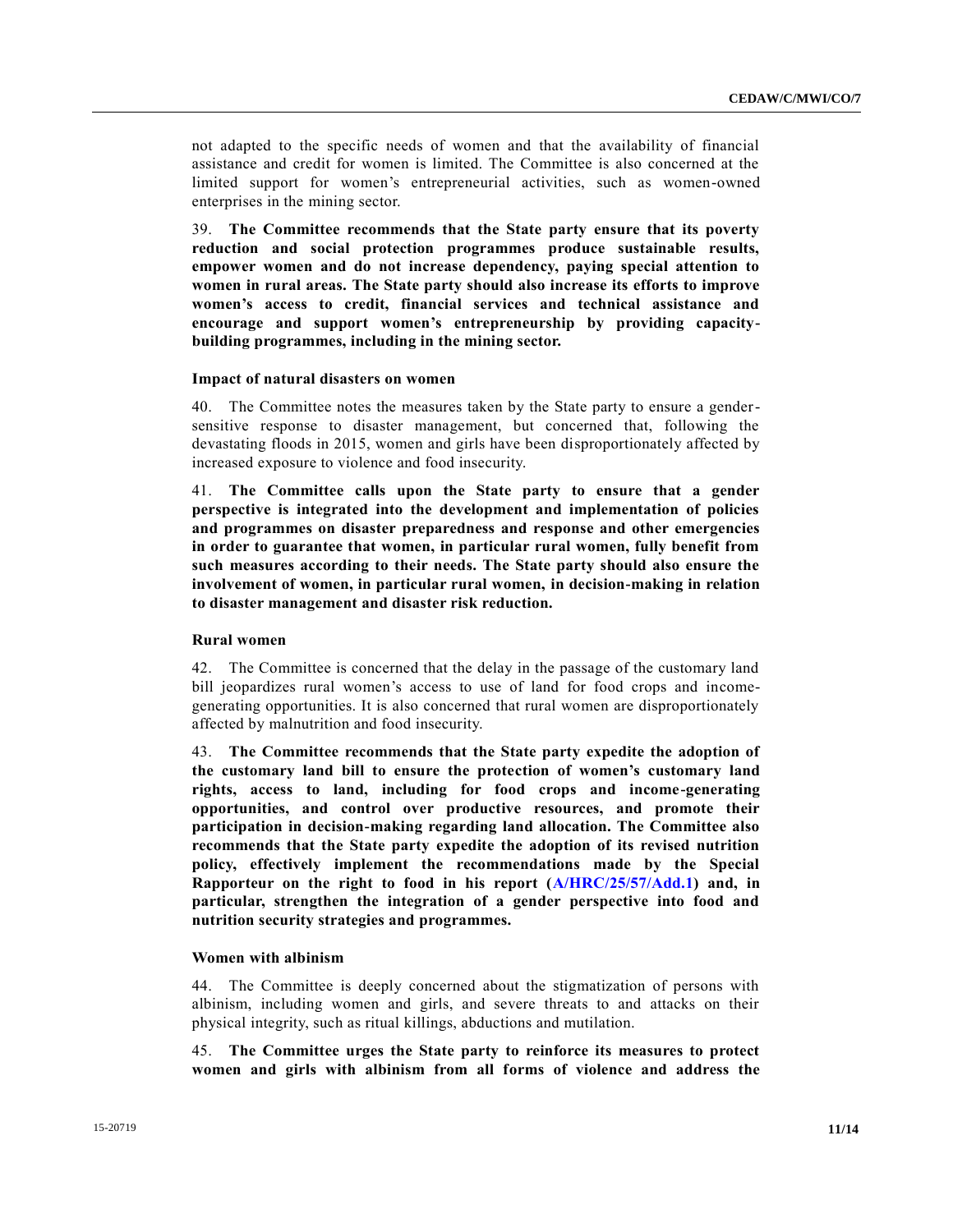not adapted to the specific needs of women and that the availability of financial assistance and credit for women is limited. The Committee is also concerned at the limited support for women's entrepreneurial activities, such as women-owned enterprises in the mining sector.

39. **The Committee recommends that the State party ensure that its poverty reduction and social protection programmes produce sustainable results, empower women and do not increase dependency, paying special attention to women in rural areas. The State party should also increase its efforts to improve women's access to credit, financial services and technical assistance and encourage and support women's entrepreneurship by providing capacity-building programmes, including in the mining sector.**

### Impact of natural disasters on women

40. The Committee notes the measures taken by the State party to ensure a gender-sensitive response to disaster management, but concerned that, following the devastating floods in 2015, women and girls have been disproportionately affected by increased exposure to violence and food insecurity.

41. **The Committee calls upon the State party to ensure that a gender perspective is integrated into the development and implementation of policies and programmes on disaster preparedness and response and other emergencies in order to guarantee that women, in particular rural women, fully benefit from such measures according to their needs. The State party should also ensure the involvement of women, in particular rural women, in decision-making in relation to disaster management and disaster risk reduction.**

### Rural women

42. The Committee is concerned that the delay in the passage of the customary land bill jeopardizes rural women's access to use of land for food crops and income-generating opportunities. It is also concerned that rural women are disproportionately affected by malnutrition and food insecurity.

43. **The Committee recommends that the State party expedite the adoption of the customary land bill to ensure the protection of women's customary land rights, access to land, including for food crops and income-generating opportunities, and control over productive resources, and promote their participation in decision-making regarding land allocation. The Committee also recommends that the State party expedite the adoption of its revised nutrition policy, effectively implement the recommendations made by the Special Rapporteur on the right to food in his report (A/HRC/25/57/Add.1) and, in particular, strengthen the integration of a gender perspective into food and nutrition security strategies and programmes.**

### Women with albinism

44. The Committee is deeply concerned about the stigmatization of persons with albinism, including women and girls, and severe threats to and attacks on their physical integrity, such as ritual killings, abductions and mutilation.

45. **The Committee urges the State party to reinforce its measures to protect women and girls with albinism from all forms of violence and address the**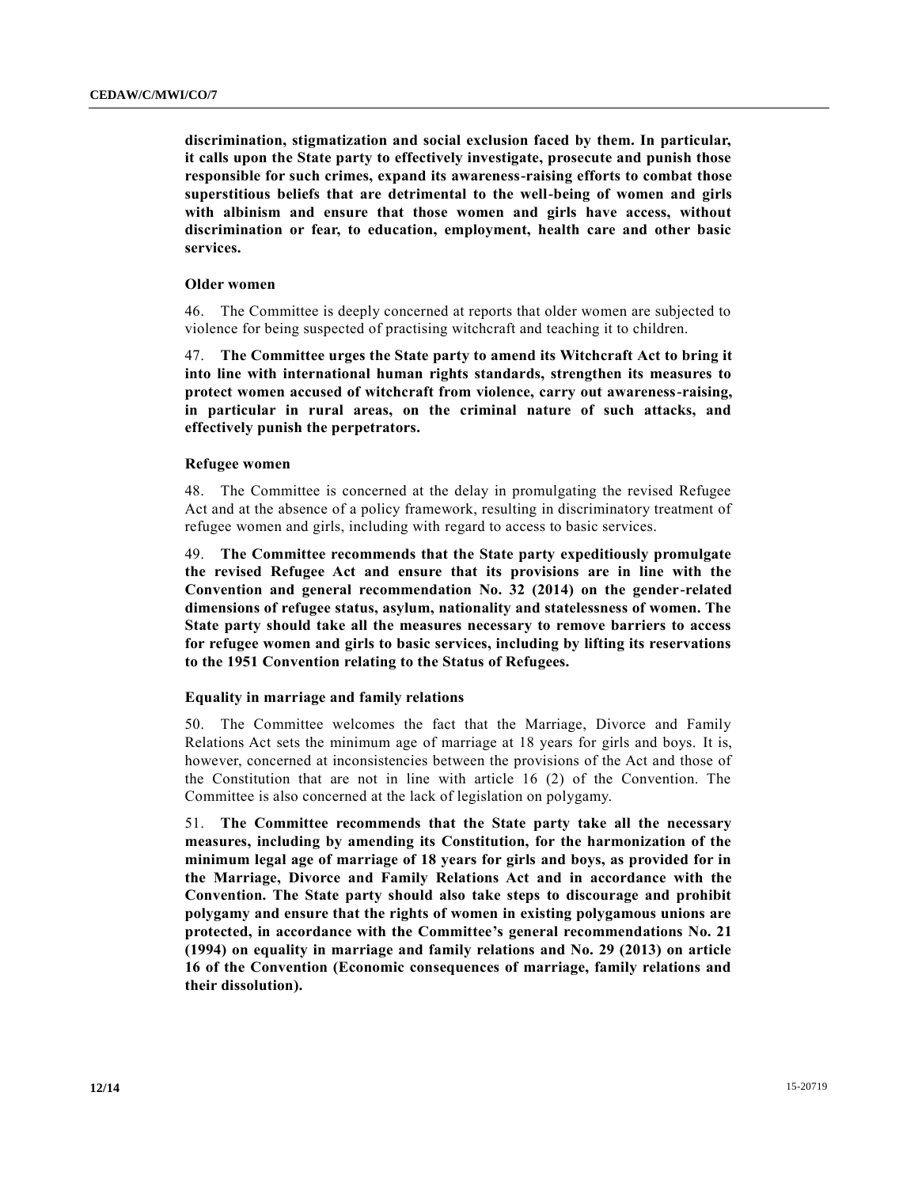**discrimination, stigmatization and social exclusion faced by them. In particular, it calls upon the State party to effectively investigate, prosecute and punish those responsible for such crimes, expand its awareness-raising efforts to combat those superstitious beliefs that are detrimental to the well-being of women and girls with albinism and ensure that those women and girls have access, without discrimination or fear, to education, employment, health care and other basic services.**

### Older women

46. The Committee is deeply concerned at reports that older women are subjected to violence for being suspected of practising witchcraft and teaching it to children.

47. **The Committee urges the State party to amend its Witchcraft Act to bring it into line with international human rights standards, strengthen its measures to protect women accused of witchcraft from violence, carry out awareness-raising, in particular in rural areas, on the criminal nature of such attacks, and effectively punish the perpetrators.**

### Refugee women

48. The Committee is concerned at the delay in promulgating the revised Refugee Act and at the absence of a policy framework, resulting in discriminatory treatment of refugee women and girls, including with regard to access to basic services.

49. **The Committee recommends that the State party expeditiously promulgate the revised Refugee Act and ensure that its provisions are in line with the Convention and general recommendation No. 32 (2014) on the gender-related dimensions of refugee status, asylum, nationality and statelessness of women. The State party should take all the measures necessary to remove barriers to access for refugee women and girls to basic services, including by lifting its reservations to the 1951 Convention relating to the Status of Refugees.**

### Equality in marriage and family relations

50. The Committee welcomes the fact that the Marriage, Divorce and Family Relations Act sets the minimum age of marriage at 18 years for girls and boys. It is, however, concerned at inconsistencies between the provisions of the Act and those of the Constitution that are not in line with article 16 (2) of the Convention. The Committee is also concerned at the lack of legislation on polygamy.

51. **The Committee recommends that the State party take all the necessary measures, including by amending its Constitution, for the harmonization of the minimum legal age of marriage of 18 years for girls and boys, as provided for in the Marriage, Divorce and Family Relations Act and in accordance with the Convention. The State party should also take steps to discourage and prohibit polygamy and ensure that the rights of women in existing polygamous unions are protected, in accordance with the Committee's general recommendations No. 21 (1994) on equality in marriage and family relations and No. 29 (2013) on article 16 of the Convention (Economic consequences of marriage, family relations and their dissolution).**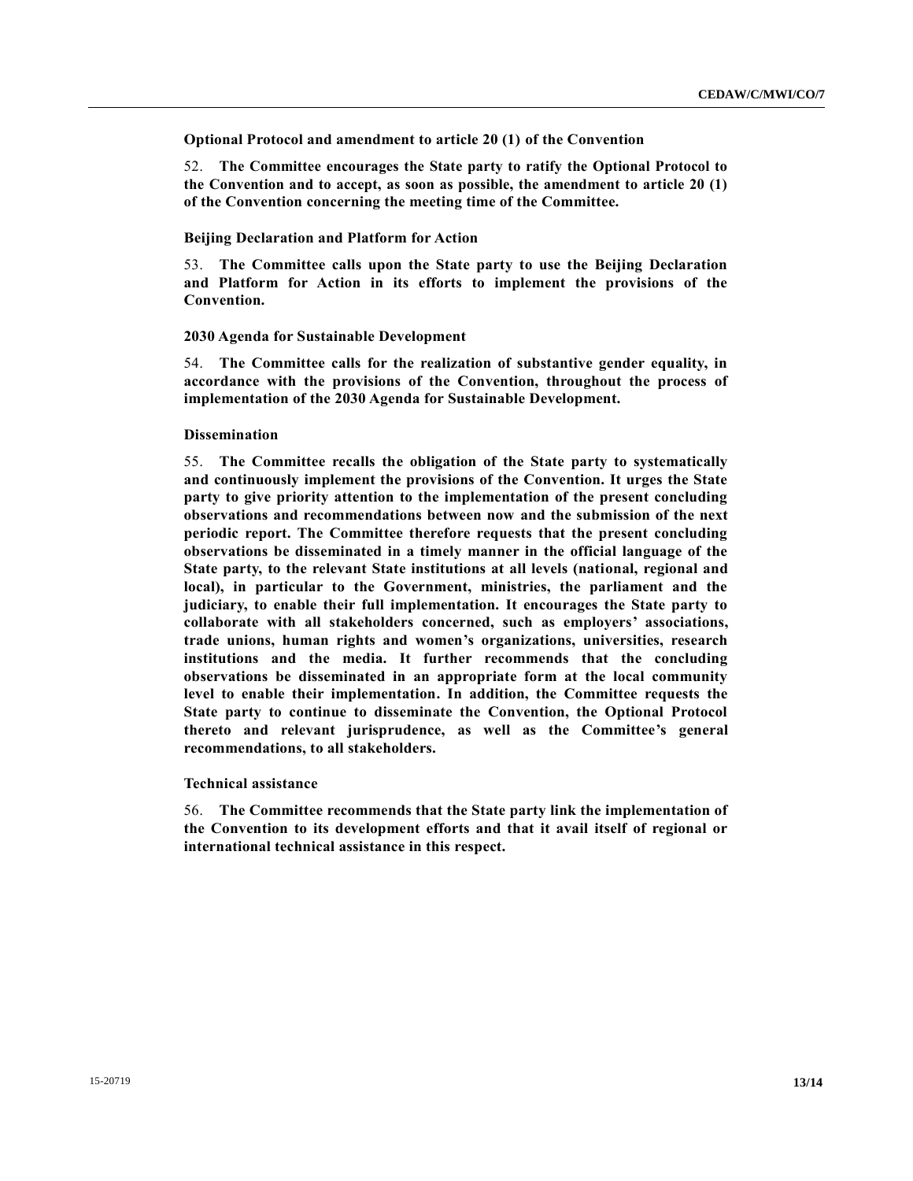### Optional Protocol and amendment to article 20 (1) of the Convention

52. **The Committee encourages the State party to ratify the Optional Protocol to the Convention and to accept, as soon as possible, the amendment to article 20 (1) of the Convention concerning the meeting time of the Committee.**

### Beijing Declaration and Platform for Action

53. **The Committee calls upon the State party to use the Beijing Declaration and Platform for Action in its efforts to implement the provisions of the Convention.**

### 2030 Agenda for Sustainable Development

54. **The Committee calls for the realization of substantive gender equality, in accordance with the provisions of the Convention, throughout the process of implementation of the 2030 Agenda for Sustainable Development.**

### Dissemination

55. **The Committee recalls the obligation of the State party to systematically and continuously implement the provisions of the Convention. It urges the State party to give priority attention to the implementation of the present concluding observations and recommendations between now and the submission of the next periodic report. The Committee therefore requests that the present concluding observations be disseminated in a timely manner in the official language of the State party, to the relevant State institutions at all levels (national, regional and local), in particular to the Government, ministries, the parliament and the judiciary, to enable their full implementation. It encourages the State party to collaborate with all stakeholders concerned, such as employers' associations, trade unions, human rights and women's organizations, universities, research institutions and the media. It further recommends that the concluding observations be disseminated in an appropriate form at the local community level to enable their implementation. In addition, the Committee requests the State party to continue to disseminate the Convention, the Optional Protocol thereto and relevant jurisprudence, as well as the Committee's general recommendations, to all stakeholders.**

### Technical assistance

56. **The Committee recommends that the State party link the implementation of the Convention to its development efforts and that it avail itself of regional or international technical assistance in this respect.**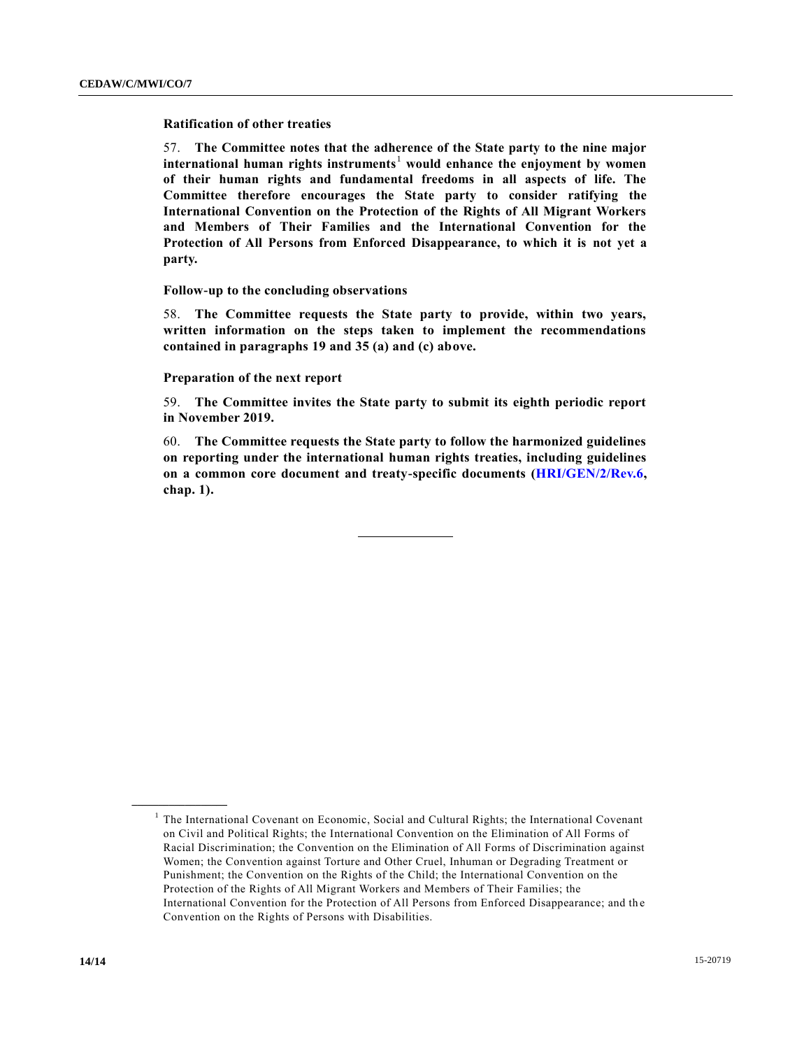### Ratification of other treaties

57. **The Committee notes that the adherence of the State party to the nine major international human rights instruments[1] would enhance the enjoyment by women of their human rights and fundamental freedoms in all aspects of life. The Committee therefore encourages the State party to consider ratifying the International Convention on the Protection of the Rights of All Migrant Workers and Members of Their Families and the International Convention for the Protection of All Persons from Enforced Disappearance, to which it is not yet a party.**

### Follow-up to the concluding observations

58. **The Committee requests the State party to provide, within two years, written information on the steps taken to implement the recommendations contained in paragraphs 19 and 35 (a) and (c) above.**

### Preparation of the next report

59. **The Committee invites the State party to submit its eighth periodic report in November 2019.**

60. **The Committee requests the State party to follow the harmonized guidelines on reporting under the international human rights treaties, including guidelines on a common core document and treaty-specific documents (HRI/GEN/2/Rev.6, chap. 1).**

---

[1] The International Covenant on Economic, Social and Cultural Rights; the International Covenant on Civil and Political Rights; the International Convention on the Elimination of All Forms of Racial Discrimination; the Convention on the Elimination of All Forms of Discrimination against Women; the Convention against Torture and Other Cruel, Inhuman or Degrading Treatment or Punishment; the Convention on the Rights of the Child; the International Convention on the Protection of the Rights of All Migrant Workers and Members of Their Families; the International Convention for the Protection of All Persons from Enforced Disappearance; and the Convention on the Rights of Persons with Disabilities.